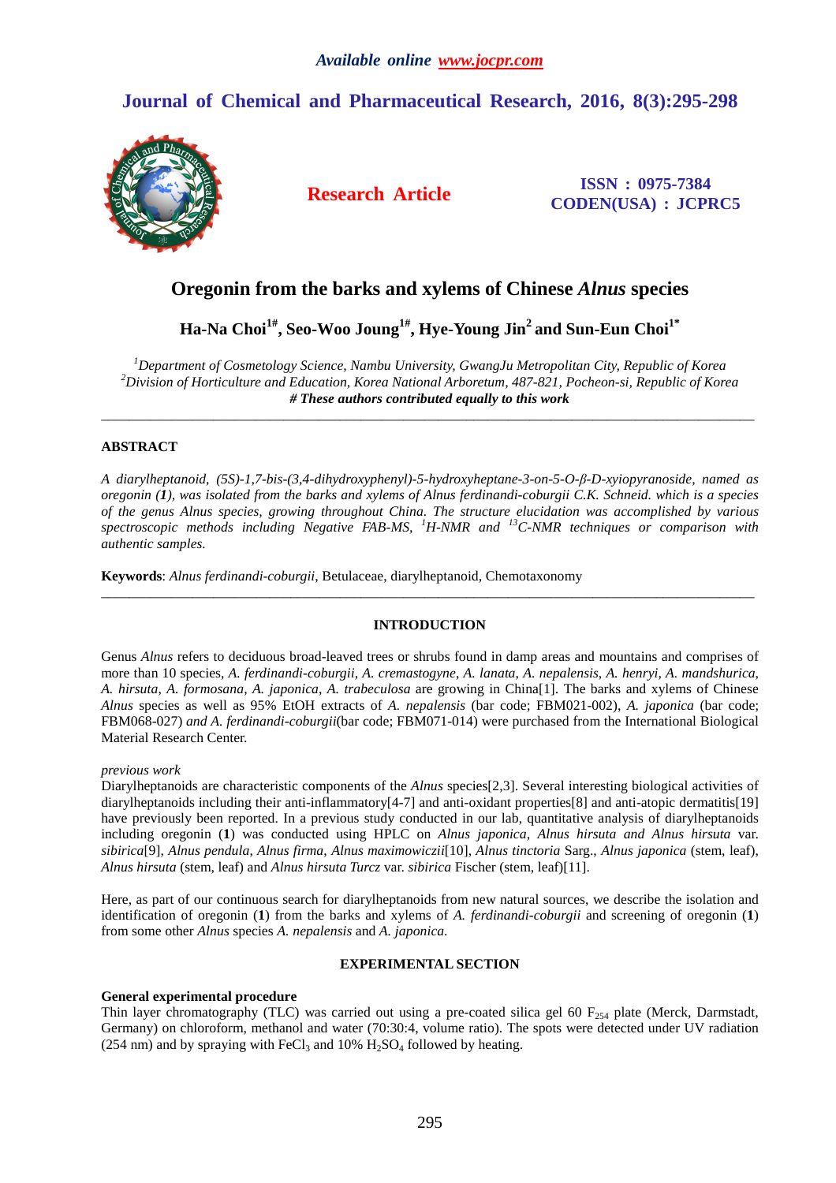# Oregonin from the barks and xylems of Chinese *Alnus* species

**Ha-Na Choi[1#], Seo-Woo Joung[1#], Hye-Young Jin[2] and Sun-Eun Choi[1*]**

[1]*Department of Cosmetology Science, Nambu University, GwangJu Metropolitan City, Republic of Korea*
[2]*Division of Horticulture and Education, Korea National Arboretum, 487-821, Pocheon-si, Republic of Korea*
***# These authors contributed equally to this work***

---

## ABSTRACT

*A diarylheptanoid, (5S)-1,7-bis-(3,4-dihydroxyphenyl)-5-hydroxyheptane-3-on-5-O-β-D-xyiopyranoside, named as oregonin (**1**), was isolated from the barks and xylems of Alnus ferdinandi-coburgii C.K. Schneid. which is a species of the genus Alnus species, growing throughout China. The structure elucidation was accomplished by various spectroscopic methods including Negative FAB-MS, [1]H-NMR and [13]C-NMR techniques or comparison with authentic samples.*

**Keywords**: *Alnus ferdinandi-coburgii*, Betulaceae, diarylheptanoid, Chemotaxonomy

---

## INTRODUCTION

Genus *Alnus* refers to deciduous broad-leaved trees or shrubs found in damp areas and mountains and comprises of more than 10 species, *A. ferdinandi-coburgii*, *A. cremastogyne*, *A. lanata*, *A. nepalensis*, *A. henryi*, *A. mandshurica*, *A. hirsuta*, *A. formosana*, *A. japonica*, *A. trabeculosa* are growing in China[1]. The barks and xylems of Chinese *Alnus* species as well as 95% EtOH extracts of *A. nepalensis* (bar code; FBM021-002), *A. japonica* (bar code; FBM068-027) *and A. ferdinandi-coburgii*(bar code; FBM071-014) were purchased from the International Biological Material Research Center.

*previous work*

Diarylheptanoids are characteristic components of the *Alnus* species[2,3]. Several interesting biological activities of diarylheptanoids including their anti-inflammatory[4-7] and anti-oxidant properties[8] and anti-atopic dermatitis[19] have previously been reported. In a previous study conducted in our lab, quantitative analysis of diarylheptanoids including oregonin (**1**) was conducted using HPLC on *Alnus japonica*, *Alnus hirsuta and Alnus hirsuta* var. *sibirica*[9], *Alnus pendula*, *Alnus firma*, *Alnus maximowiczii*[10], *Alnus tinctoria* Sarg., *Alnus japonica* (stem, leaf), *Alnus hirsuta* (stem, leaf) and *Alnus hirsuta Turcz* var. *sibirica* Fischer (stem, leaf)[11].

Here, as part of our continuous search for diarylheptanoids from new natural sources, we describe the isolation and identification of oregonin (**1**) from the barks and xylems of *A. ferdinandi-coburgii* and screening of oregonin (**1**) from some other *Alnus* species *A. nepalensis* and *A. japonica.*

## EXPERIMENTAL SECTION

### General experimental procedure

Thin layer chromatography (TLC) was carried out using a pre-coated silica gel 60 $F_{254}$ plate (Merck, Darmstadt, Germany) on chloroform, methanol and water (70:30:4, volume ratio). The spots were detected under UV radiation (254 nm) and by spraying with $FeCl_3$ and 10% $H_2SO_4$ followed by heating.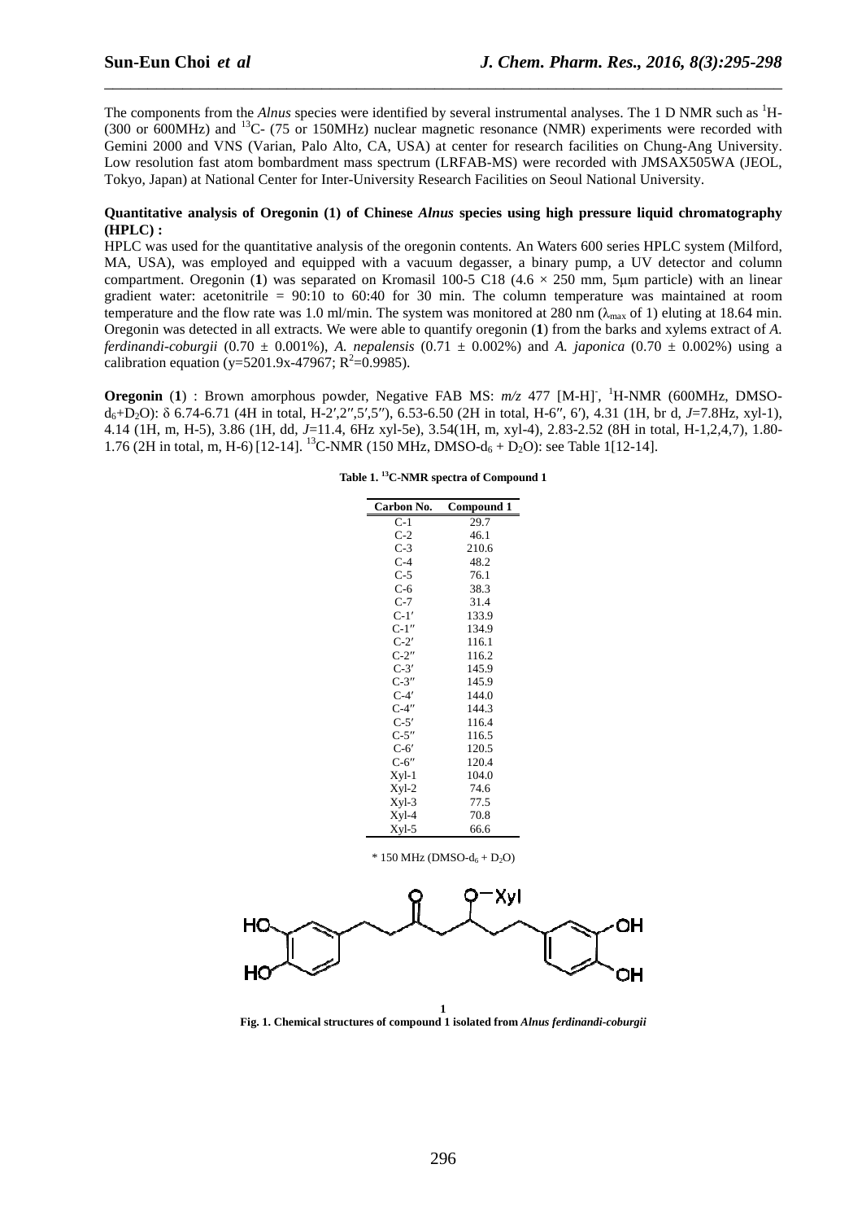The components from the *Alnus* species were identified by several instrumental analyses. The 1 D NMR such as $^1$H- (300 or 600MHz) and $^{13}$C- (75 or 150MHz) nuclear magnetic resonance (NMR) experiments were recorded with Gemini 2000 and VNS (Varian, Palo Alto, CA, USA) at center for research facilities on Chung-Ang University. Low resolution fast atom bombardment mass spectrum (LRFAB-MS) were recorded with JMSAX505WA (JEOL, Tokyo, Japan) at National Center for Inter-University Research Facilities on Seoul National University.

**Quantitative analysis of Oregonin (1) of Chinese *Alnus* species using high pressure liquid chromatography (HPLC) :**

HPLC was used for the quantitative analysis of the oregonin contents. An Waters 600 series HPLC system (Milford, MA, USA), was employed and equipped with a vacuum degasser, a binary pump, a UV detector and column compartment. Oregonin (**1**) was separated on Kromasil 100-5 C18 (4.6 × 250 mm, 5μm particle) with an linear gradient water: acetonitrile = 90:10 to 60:40 for 30 min. The column temperature was maintained at room temperature and the flow rate was 1.0 ml/min. The system was monitored at 280 nm ($\lambda_{max}$ of 1) eluting at 18.64 min. Oregonin was detected in all extracts. We were able to quantify oregonin (**1**) from the barks and xylems extract of *A. ferdinandi-coburgii* (0.70 ± 0.001%), *A. nepalensis* (0.71 ± 0.002%) and *A. japonica* (0.70 ± 0.002%) using a calibration equation (y=5201.9x-47967; $R^2$=0.9985).

**Oregonin** (**1**) : Brown amorphous powder, Negative FAB MS: *m/z* 477 $[M-H]^-$, $^1$H-NMR (600MHz, DMSO-$d_6$+$D_2O$): δ 6.74-6.71 (4H in total, H-2′,2″,5′,5″), 6.53-6.50 (2H in total, H-6″, 6′), 4.31 (1H, br d, *J*=7.8Hz, xyl-1), 4.14 (1H, m, H-5), 3.86 (1H, dd, *J*=11.4, 6Hz xyl-5e), 3.54(1H, m, xyl-4), 2.83-2.52 (8H in total, H-1,2,4,7), 1.80-1.76 (2H in total, m, H-6) [12-14]. $^{13}$C-NMR (150 MHz, DMSO-$d_6$ + $D_2O$): see Table 1[12-14].

**Table 1. $^{13}$C-NMR spectra of Compound 1**

| Carbon No. | Compound 1 |
|---|---|
| C-1 | 29.7 |
| C-2 | 46.1 |
| C-3 | 210.6 |
| C-4 | 48.2 |
| C-5 | 76.1 |
| C-6 | 38.3 |
| C-7 | 31.4 |
| C-1′ | 133.9 |
| C-1″ | 134.9 |
| C-2′ | 116.1 |
| C-2″ | 116.2 |
| C-3′ | 145.9 |
| C-3″ | 145.9 |
| C-4′ | 144.0 |
| C-4″ | 144.3 |
| C-5′ | 116.4 |
| C-5″ | 116.5 |
| C-6′ | 120.5 |
| C-6″ | 120.4 |
| Xyl-1 | 104.0 |
| Xyl-2 | 74.6 |
| Xyl-3 | 77.5 |
| Xyl-4 | 70.8 |
| Xyl-5 | 66.6 |

\* 150 MHz (DMSO-$d_6$ + $D_2O$)

**1**

**Fig. 1. Chemical structures of compound 1 isolated from *Alnus ferdinandi-coburgii***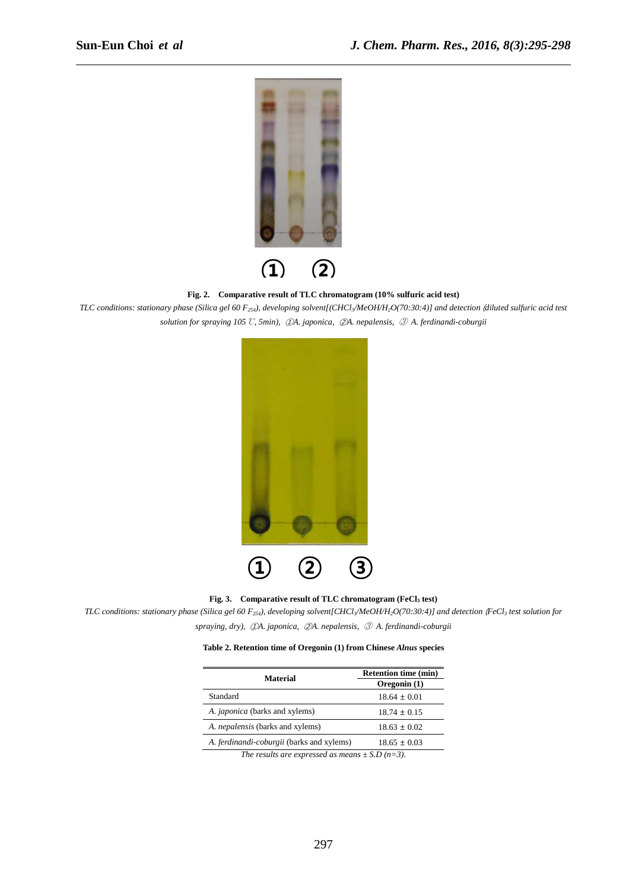**Fig. 2. Comparative result of TLC chromatogram (10% sulfuric acid test)**

*TLC conditions: stationary phase (Silica gel 60 $F_{254}$), developing solvent[($CHCl_3$/MeOH/$H_2O$(70:30:4)] and detection (diluted sulfuric acid test solution for spraying 105 ℃, 5min), ①A. japonica, ②A. nepalensis, ③ A. ferdinandi-coburgii*

**Fig. 3. Comparative result of TLC chromatogram ($FeCl_3$ test)**

*TLC conditions: stationary phase (Silica gel 60 $F_{254}$), developing solvent[$CHCl_3$/MeOH/$H_2O$(70:30:4)] and detection ($FeCl_3$ test solution for spraying, dry), ①A. japonica, ②A. nepalensis, ③ A. ferdinandi-coburgii*

**Table 2. Retention time of Oregonin (1) from Chinese *Alnus* species**

| Material | Retention time (min) Oregonin (1) |
|---|---|
| Standard | 18.64 ± 0.01 |
| *A. japonica* (barks and xylems) | 18.74 ± 0.15 |
| *A. nepalensis* (barks and xylems) | 18.63 ± 0.02 |
| *A. ferdinandi-coburgii* (barks and xylems) | 18.65 ± 0.03 |

*The results are expressed as means ± S.D (n=3).*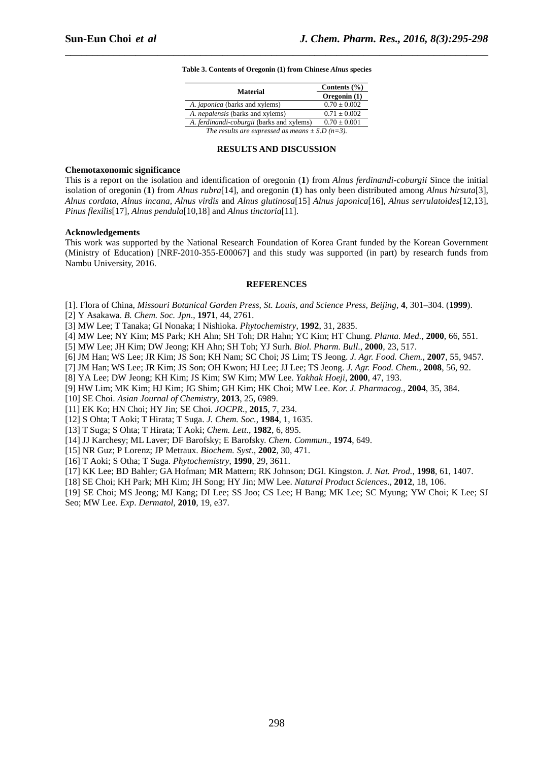**Table 3. Contents of Oregonin (1) from Chinese *Alnus* species**

| Material | Contents (%) |
|---|---|
| | Oregonin (1) |
| *A. japonica* (barks and xylems) | 0.70 ± 0.002 |
| *A. nepalensis* (barks and xylems) | 0.71 ± 0.002 |
| *A. ferdinandi-coburgii* (barks and xylems) | 0.70 ± 0.001 |

*The results are expressed as means ± S.D (n=3).*

## RESULTS AND DISCUSSION

### Chemotaxonomic significance

This is a report on the isolation and identification of oregonin (**1**) from *Alnus ferdinandi-coburgii* Since the initial isolation of oregonin (**1**) from *Alnus rubra*[14], and oregonin (**1**) has only been distributed among *Alnus hirsuta*[3], *Alnus cordata, Alnus incana, Alnus virdis* and *Alnus glutinosa*[15] *Alnus japonica*[16], *Alnus serrulatoides*[12,13], *Pinus flexilis*[17], *Alnus pendula*[10,18] and *Alnus tinctoria*[11].

### Acknowledgements

This work was supported by the National Research Foundation of Korea Grant funded by the Korean Government (Ministry of Education) [NRF-2010-355-E00067] and this study was supported (in part) by research funds from Nambu University, 2016.

## REFERENCES

[1]. Flora of China, *Missouri Botanical Garden Press, St. Louis, and Science Press, Beijing*, **4**, 301–304. (**1999**).
[2] Y Asakawa. *B. Chem. Soc. Jpn*., **1971**, 44, 2761.
[3] MW Lee; T Tanaka; GI Nonaka; I Nishioka. *Phytochemistry*, **1992**, 31, 2835.
[4] MW Lee; NY Kim; MS Park; KH Ahn; SH Toh; DR Hahn; YC Kim; HT Chung. *Planta. Med.,* **2000**, 66, 551.
[5] MW Lee; JH Kim; DW Jeong; KH Ahn; SH Toh; YJ Surh. *Biol. Pharm. Bull*., **2000**, 23, 517.
[6] JM Han; WS Lee; JR Kim; JS Son; KH Nam; SC Choi; JS Lim; TS Jeong. *J. Agr. Food. Chem.*, **2007**, 55, 9457.
[7] JM Han; WS Lee; JR Kim; JS Son; OH Kwon; HJ Lee; JJ Lee; TS Jeong. *J. Agr. Food. Chem.*, **2008**, 56, 92.
[8] YA Lee; DW Jeong; KH Kim; JS Kim; SW Kim; MW Lee. *Yakhak Hoeji*, **2000**, 47, 193.
[9] HW Lim; MK Kim; HJ Kim; JG Shim; GH Kim; HK Choi; MW Lee. *Kor. J. Pharmacog.*, **2004**, 35, 384.
[10] SE Choi. *Asian Journal of Chemistry*, **2013**, 25, 6989.
[11] EK Ko; HN Choi; HY Jin; SE Choi. *JOCPR.*, **2015**, 7, 234.
[12] S Ohta; T Aoki; T Hirata; T Suga. *J. Chem. Soc.,* **1984**, 1, 1635.
[13] T Suga; S Ohta; T Hirata; T Aoki; *Chem. Lett*., **1982**, 6, 895.
[14] JJ Karchesy; ML Laver; DF Barofsky; E Barofsky. *Chem. Commun*., **1974**, 649.
[15] NR Guz; P Lorenz; JP Metraux. *Biochem. Syst.*, **2002**, 30, 471.
[16] T Aoki; S Otha; T Suga. *Phytochemistry*, **1990**, 29, 3611.
[17] KK Lee; BD Bahler; GA Hofman; MR Mattern; RK Johnson; DGI. Kingston. *J. Nat. Prod.*, **1998**, 61, 1407.
[18] SE Choi; KH Park; MH Kim; JH Song; HY Jin; MW Lee. *Natural Product Sciences*., **2012**, 18, 106.
[19] SE Choi; MS Jeong; MJ Kang; DI Lee; SS Joo; CS Lee; H Bang; MK Lee; SC Myung; YW Choi; K Lee; SJ Seo; MW Lee. *Exp. Dermatol*, **2010**, 19, e37.